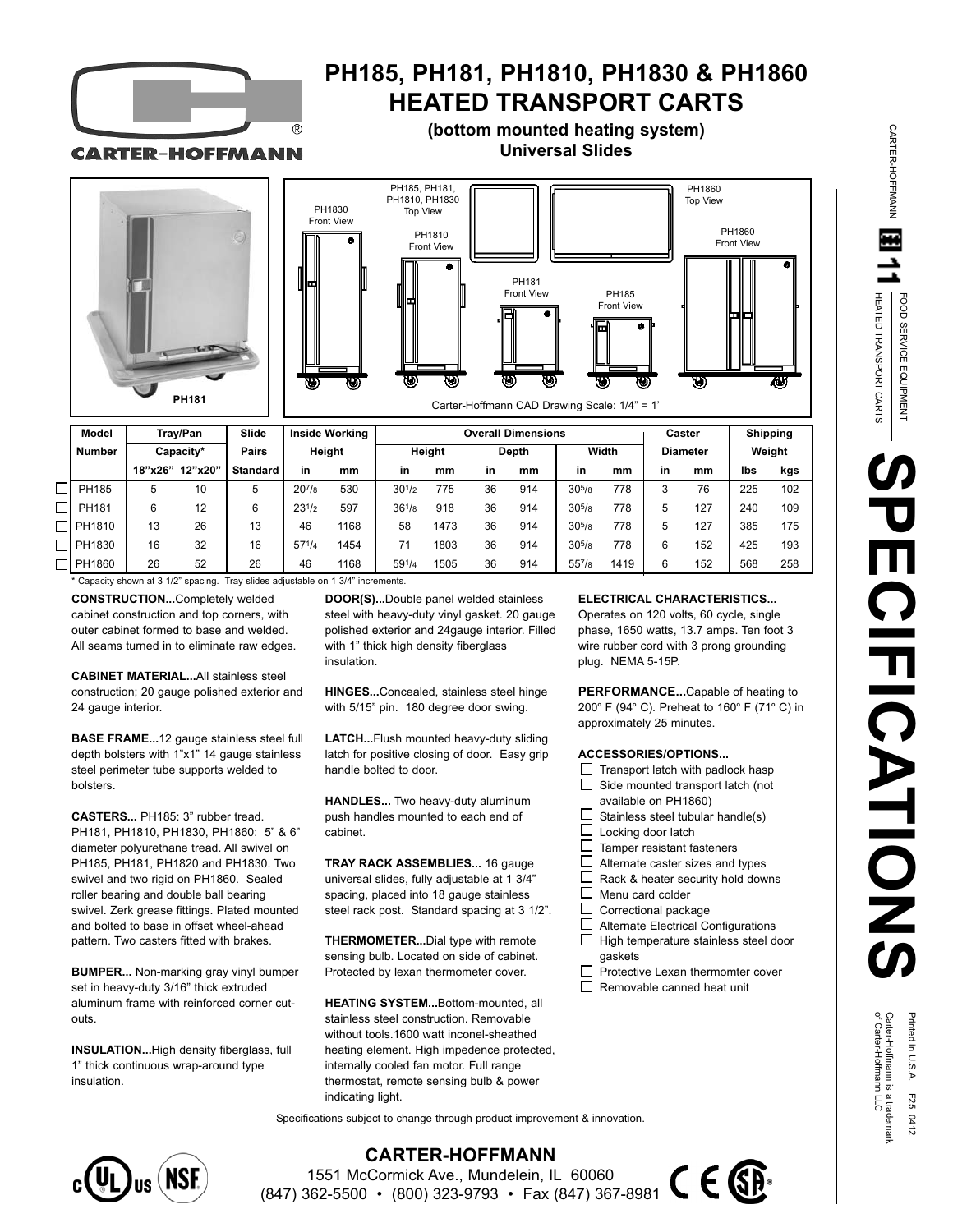# PH185, PH181, PH1810, PH1830 & PH1860 HEATED TRANSPORT CARTS

**(bottom mounted heating system)**
**Universal Slides**

PH181

Carter-Hoffmann CAD Drawing Scale: 1/4" = 1'

| Model Number | Tray/Pan Capacity* | | Slide Pairs | Inside Working Height | | Overall Dimensions | | | | | | Caster Diameter | | Shipping Weight | |
|---|---|---|---|---|---|---|---|---|---|---|---|---|---|---|---|
| | | | | | | Height | | Depth | | Width | | | | | |
| | 18"x26" | 12"x20" | Standard | in | mm | in | mm | in | mm | in | mm | in | mm | lbs | kgs |
| ☐ PH185 | 5 | 10 | 5 | 20 7/8 | 530 | 30 1/2 | 775 | 36 | 914 | 30 5/8 | 778 | 3 | 76 | 225 | 102 |
| ☐ PH181 | 6 | 12 | 6 | 23 1/2 | 597 | 36 1/8 | 918 | 36 | 914 | 30 5/8 | 778 | 5 | 127 | 240 | 109 |
| ☐ PH1810 | 13 | 26 | 13 | 46 | 1168 | 58 | 1473 | 36 | 914 | 30 5/8 | 778 | 5 | 127 | 385 | 175 |
| ☐ PH1830 | 16 | 32 | 16 | 57 1/4 | 1454 | 71 | 1803 | 36 | 914 | 30 5/8 | 778 | 6 | 152 | 425 | 193 |
| ☐ PH1860 | 26 | 52 | 26 | 46 | 1168 | 59 1/4 | 1505 | 36 | 914 | 55 7/8 | 1419 | 6 | 152 | 568 | 258 |

\* Capacity shown at 3 1/2" spacing. Tray slides adjustable on 1 3/4" increments.

**CONSTRUCTION...**Completely welded cabinet construction and top corners, with outer cabinet formed to base and welded. All seams turned in to eliminate raw edges.

**CABINET MATERIAL...**All stainless steel construction; 20 gauge polished exterior and 24 gauge interior.

**BASE FRAME...**12 gauge stainless steel full depth bolsters with 1"x1" 14 gauge stainless steel perimeter tube supports welded to bolsters.

**CASTERS...** PH185: 3" rubber tread. PH181, PH1810, PH1830, PH1860: 5" & 6" diameter polyurethane tread. All swivel on PH185, PH181, PH1820 and PH1830. Two swivel and two rigid on PH1860. Sealed roller bearing and double ball bearing swivel. Zerk grease fittings. Plated mounted and bolted to base in offset wheel-ahead pattern. Two casters fitted with brakes.

**BUMPER...** Non-marking gray vinyl bumper set in heavy-duty 3/16" thick extruded aluminum frame with reinforced corner cut-outs.

**INSULATION...**High density fiberglass, full 1" thick continuous wrap-around type insulation.

**DOOR(S)...**Double panel welded stainless steel with heavy-duty vinyl gasket. 20 gauge polished exterior and 24gauge interior. Filled with 1" thick high density fiberglass insulation.

**HINGES...**Concealed, stainless steel hinge with 5/15" pin. 180 degree door swing.

**LATCH...**Flush mounted heavy-duty sliding latch for positive closing of door. Easy grip handle bolted to door.

**HANDLES...** Two heavy-duty aluminum push handles mounted to each end of cabinet.

**TRAY RACK ASSEMBLIES...** 16 gauge universal slides, fully adjustable at 1 3/4" spacing, placed into 18 gauge stainless steel rack post. Standard spacing at 3 1/2".

**THERMOMETER...**Dial type with remote sensing bulb. Located on side of cabinet. Protected by lexan thermometer cover.

**HEATING SYSTEM...**Bottom-mounted, all stainless steel construction. Removable without tools.1600 watt inconel-sheathed heating element. High impedence protected, internally cooled fan motor. Full range thermostat, remote sensing bulb & power indicating light.

**ELECTRICAL CHARACTERISTICS...** Operates on 120 volts, 60 cycle, single phase, 1650 watts, 13.7 amps. Ten foot 3 wire rubber cord with 3 prong grounding plug. NEMA 5-15P.

**PERFORMANCE...**Capable of heating to 200° F (94° C). Preheat to 160° F (71° C) in approximately 25 minutes.

**ACCESSORIES/OPTIONS...**

- ☐ Transport latch with padlock hasp
- ☐ Side mounted transport latch (not available on PH1860)
- ☐ Stainless steel tubular handle(s)
- ☐ Locking door latch
- ☐ Tamper resistant fasteners
- ☐ Alternate caster sizes and types
- ☐ Rack & heater security hold downs
- ☐ Menu card colder
- ☐ Correctional package
- ☐ Alternate Electrical Configurations
- ☐ High temperature stainless steel door gaskets
- ☐ Protective Lexan thermomter cover
- ☐ Removable canned heat unit

Specifications subject to change through product improvement & innovation.

**CARTER-HOFFMANN**
1551 McCormick Ave., Mundelein, IL 60060
(847) 362-5500 • (800) 323-9793 • Fax (847) 367-8981

Printed in U.S.A. F25 0412
Carter-Hoffmann is a trademark of Carter-Hoffmann LLC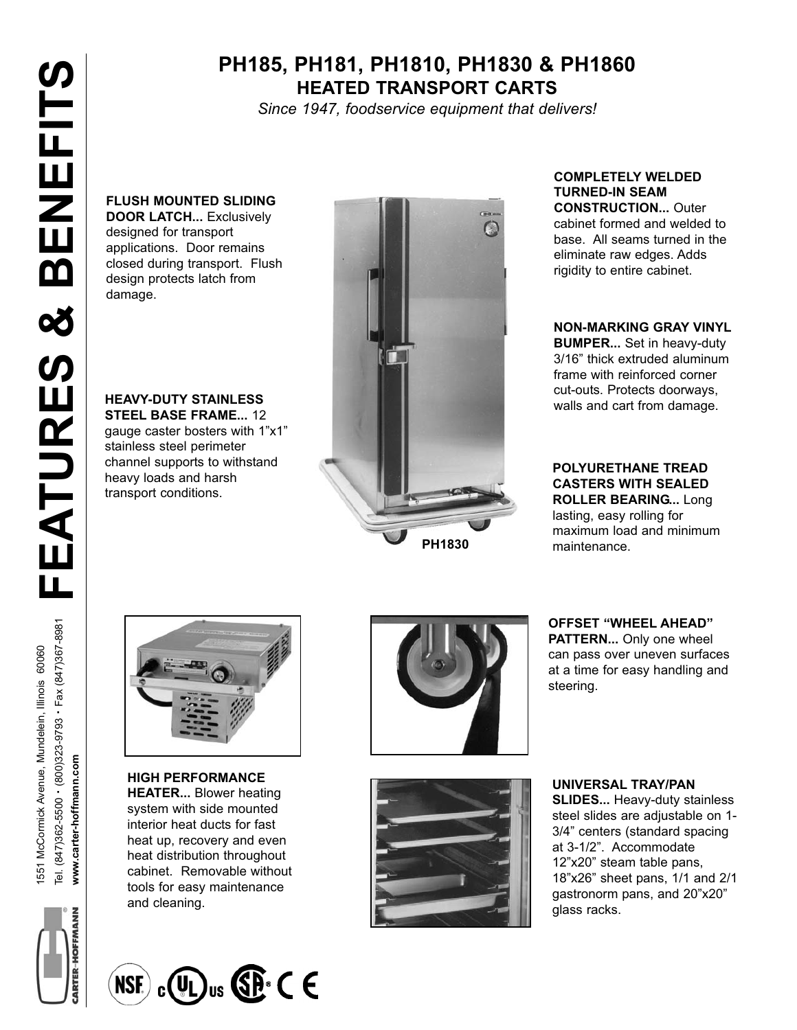# PH185, PH181, PH1810, PH1830 & PH1860
## HEATED TRANSPORT CARTS

*Since 1947, foodservice equipment that delivers!*

# FEATURES & BENEFITS

**FLUSH MOUNTED SLIDING DOOR LATCH...** Exclusively designed for transport applications. Door remains closed during transport. Flush design protects latch from damage.

**HEAVY-DUTY STAINLESS STEEL BASE FRAME...** 12 gauge caster bosters with 1"x1" stainless steel perimeter channel supports to withstand heavy loads and harsh transport conditions.

PH1830

**COMPLETELY WELDED TURNED-IN SEAM CONSTRUCTION...** Outer cabinet formed and welded to base. All seams turned in the eliminate raw edges. Adds rigidity to entire cabinet.

**NON-MARKING GRAY VINYL BUMPER...** Set in heavy-duty 3/16" thick extruded aluminum frame with reinforced corner cut-outs. Protects doorways, walls and cart from damage.

**POLYURETHANE TREAD CASTERS WITH SEALED ROLLER BEARING...** Long lasting, easy rolling for maximum load and minimum maintenance.

**HIGH PERFORMANCE HEATER...** Blower heating system with side mounted interior heat ducts for fast heat up, recovery and even heat distribution throughout cabinet. Removable without tools for easy maintenance and cleaning.

**OFFSET "WHEEL AHEAD" PATTERN...** Only one wheel can pass over uneven surfaces at a time for easy handling and steering.

**UNIVERSAL TRAY/PAN SLIDES...** Heavy-duty stainless steel slides are adjustable on 1-3/4" centers (standard spacing at 3-1/2". Accommodate 12"x20" steam table pans, 18"x26" sheet pans, 1/1 and 2/1 gastronorm pans, and 20"x20" glass racks.

CARTER-HOFFMANN

1551 McCormick Avenue, Mundelein, Illinois 60060
Tel. (847)362-5500 • (800)323-9793 • Fax (847)367-8981
www.carter-hoffmann.com